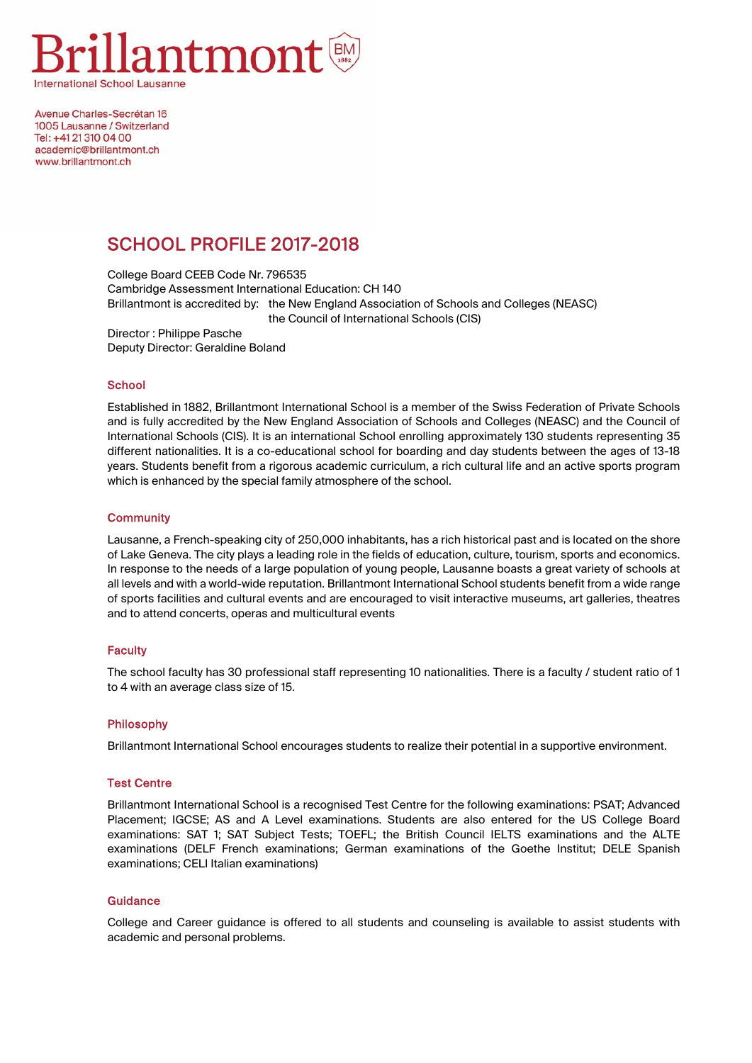# Brillantmont

International School Lausanne

Avenue Charles-Secrétan 16
1005 Lausanne / Switzerland
Tel: +41 21 310 04 00
academic@brillantmont.ch
www.brillantmont.ch

## SCHOOL PROFILE 2017-2018

College Board CEEB Code Nr. 796535
Cambridge Assessment International Education: CH 140
Brillantmont is accredited by: the New England Association of Schools and Colleges (NEASC)
the Council of International Schools (CIS)
Director : Philippe Pasche
Deputy Director: Geraldine Boland

### School

Established in 1882, Brillantmont International School is a member of the Swiss Federation of Private Schools and is fully accredited by the New England Association of Schools and Colleges (NEASC) and the Council of International Schools (CIS). It is an international School enrolling approximately 130 students representing 35 different nationalities. It is a co-educational school for boarding and day students between the ages of 13-18 years. Students benefit from a rigorous academic curriculum, a rich cultural life and an active sports program which is enhanced by the special family atmosphere of the school.

### Community

Lausanne, a French-speaking city of 250,000 inhabitants, has a rich historical past and is located on the shore of Lake Geneva. The city plays a leading role in the fields of education, culture, tourism, sports and economics. In response to the needs of a large population of young people, Lausanne boasts a great variety of schools at all levels and with a world-wide reputation. Brillantmont International School students benefit from a wide range of sports facilities and cultural events and are encouraged to visit interactive museums, art galleries, theatres and to attend concerts, operas and multicultural events

### Faculty

The school faculty has 30 professional staff representing 10 nationalities. There is a faculty / student ratio of 1 to 4 with an average class size of 15.

### Philosophy

Brillantmont International School encourages students to realize their potential in a supportive environment.

### Test Centre

Brillantmont International School is a recognised Test Centre for the following examinations: PSAT; Advanced Placement; IGCSE; AS and A Level examinations. Students are also entered for the US College Board examinations: SAT 1; SAT Subject Tests; TOEFL; the British Council IELTS examinations and the ALTE examinations (DELF French examinations; German examinations of the Goethe Institut; DELE Spanish examinations; CELI Italian examinations)

### Guidance

College and Career guidance is offered to all students and counseling is available to assist students with academic and personal problems.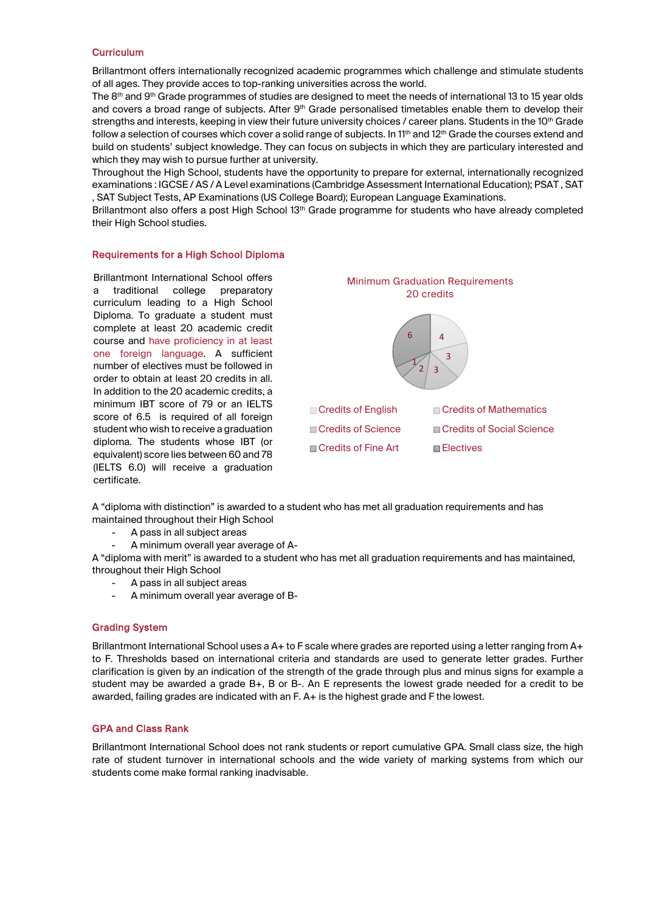## Curriculum

Brillantmont offers internationally recognized academic programmes which challenge and stimulate students of all ages. They provide acces to top-ranking universities across the world.

The 8th and 9th Grade programmes of studies are designed to meet the needs of international 13 to 15 year olds and covers a broad range of subjects. After 9th Grade personalised timetables enable them to develop their strengths and interests, keeping in view their future university choices / career plans. Students in the 10th Grade follow a selection of courses which cover a solid range of subjects. In 11th and 12th Grade the courses extend and build on students' subject knowledge. They can focus on subjects in which they are particulary interested and which they may wish to pursue further at university.

Throughout the High School, students have the opportunity to prepare for external, internationally recognized examinations : IGCSE / AS / A Level examinations (Cambridge Assessment International Education); PSAT , SAT , SAT Subject Tests, AP Examinations (US College Board); European Language Examinations.

Brillantmont also offers a post High School 13th Grade programme for students who have already completed their High School studies.

## Requirements for a High School Diploma

Brillantmont International School offers a traditional college preparatory curriculum leading to a High School Diploma. To graduate a student must complete at least 20 academic credit course and have proficiency in at least one foreign language. A sufficient number of electives must be followed in order to obtain at least 20 credits in all. In addition to the 20 academic credits, a minimum IBT score of 79 or an IELTS score of 6.5 is required of all foreign student who wish to receive a graduation diploma. The students whose IBT (or equivalent) score lies between 60 and 78 (IELTS 6.0) will receive a graduation certificate.

Minimum Graduation Requirements
20 credits

| Category | Credits |
|---|---|
| Credits of English | 4 |
| Credits of Mathematics | 3 |
| Credits of Science | 3 |
| Credits of Social Science | 2 |
| Credits of Fine Art | 1 |
| Electives | 6 |

A "diploma with distinction" is awarded to a student who has met all graduation requirements and has maintained throughout their High School

- A pass in all subject areas
- A minimum overall year average of A-

A "diploma with merit" is awarded to a student who has met all graduation requirements and has maintained, throughout their High School

- A pass in all subject areas
- A minimum overall year average of B-

## Grading System

Brillantmont International School uses a A+ to F scale where grades are reported using a letter ranging from A+ to F. Thresholds based on international criteria and standards are used to generate letter grades. Further clarification is given by an indication of the strength of the grade through plus and minus signs for example a student may be awarded a grade B+, B or B-. An E represents the lowest grade needed for a credit to be awarded, failing grades are indicated with an F. A+ is the highest grade and F the lowest.

## GPA and Class Rank

Brillantmont International School does not rank students or report cumulative GPA. Small class size, the high rate of student turnover in international schools and the wide variety of marking systems from which our students come make formal ranking inadvisable.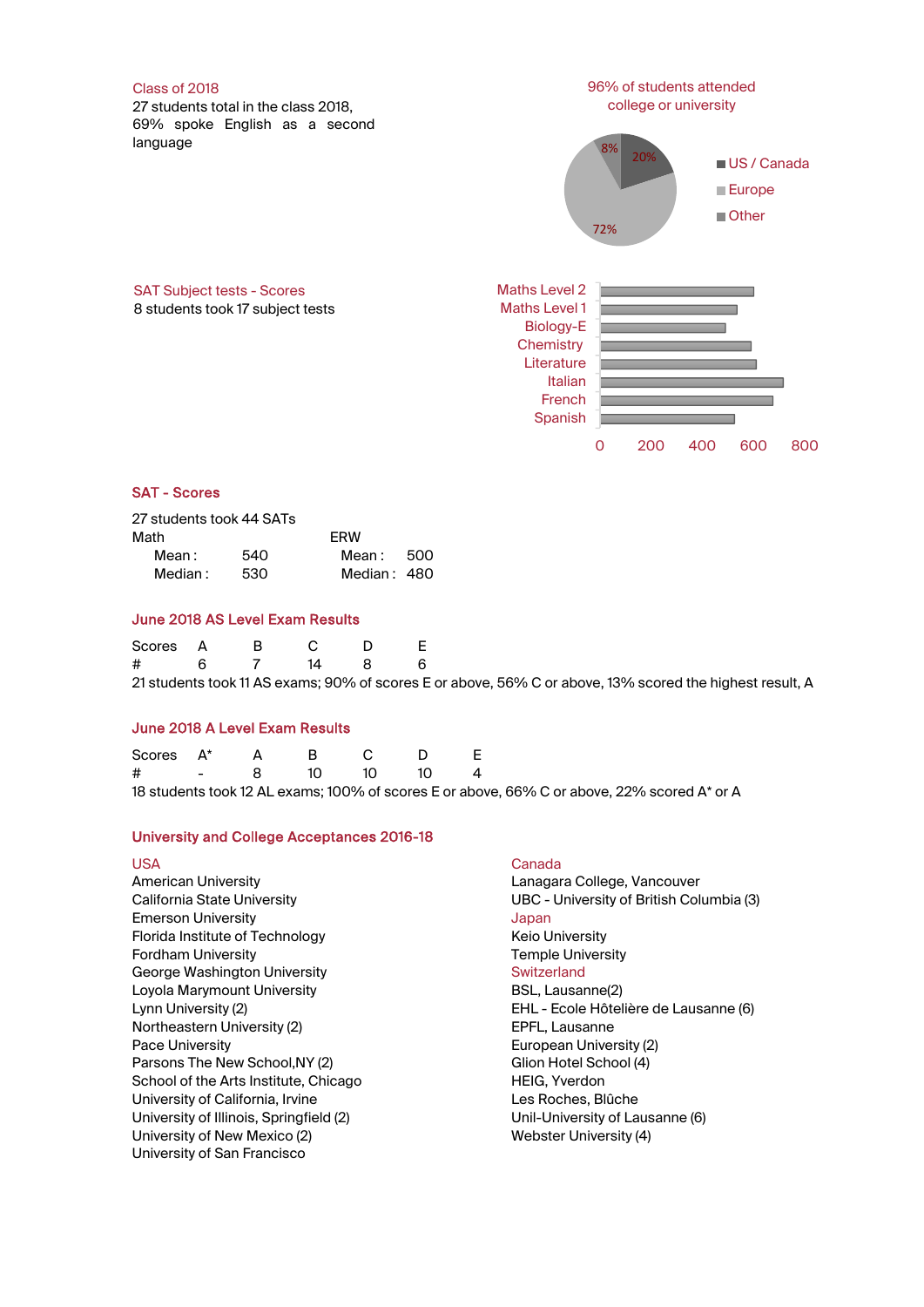## Class of 2018

27 students total in the class 2018, 69% spoke English as a second language

96% of students attended college or university

- US / Canada: 20%
- Europe: 72%
- Other: 8%

## SAT Subject tests - Scores

8 students took 17 subject tests

Maths Level 2, Maths Level 1, Biology-E, Chemistry, Literature, Italian, French, Spanish

0 200 400 600 800

## SAT - Scores

27 students took 44 SATs

| Math | | ERW | |
|---|---|---|---|
| Mean : | 540 | Mean : | 500 |
| Median : | 530 | Median : | 480 |

## June 2018 AS Level Exam Results

| Scores | A | B | C | D | E |
|---|---|---|---|---|---|
| # | 6 | 7 | 14 | 8 | 6 |

21 students took 11 AS exams; 90% of scores E or above, 56% C or above, 13% scored the highest result, A

## June 2018 A Level Exam Results

| Scores | A* | A | B | C | D | E |
|---|---|---|---|---|---|---|
| # | - | 8 | 10 | 10 | 10 | 4 |

18 students took 12 AL exams; 100% of scores E or above, 66% C or above, 22% scored A* or A

## University and College Acceptances 2016-18

### USA

American University
California State University
Emerson University
Florida Institute of Technology
Fordham University
George Washington University
Loyola Marymount University
Lynn University (2)
Northeastern University (2)
Pace University
Parsons The New School,NY (2)
School of the Arts Institute, Chicago
University of California, Irvine
University of Illinois, Springfield (2)
University of New Mexico (2)
University of San Francisco

### Canada

Lanagara College, Vancouver
UBC - University of British Columbia (3)

### Japan

Keio University
Temple University

### Switzerland

BSL, Lausanne(2)
EHL - Ecole Hôtelière de Lausanne (6)
EPFL, Lausanne
European University (2)
Glion Hotel School (4)
HEIG, Yverdon
Les Roches, Blûche
Unil-University of Lausanne (6)
Webster University (4)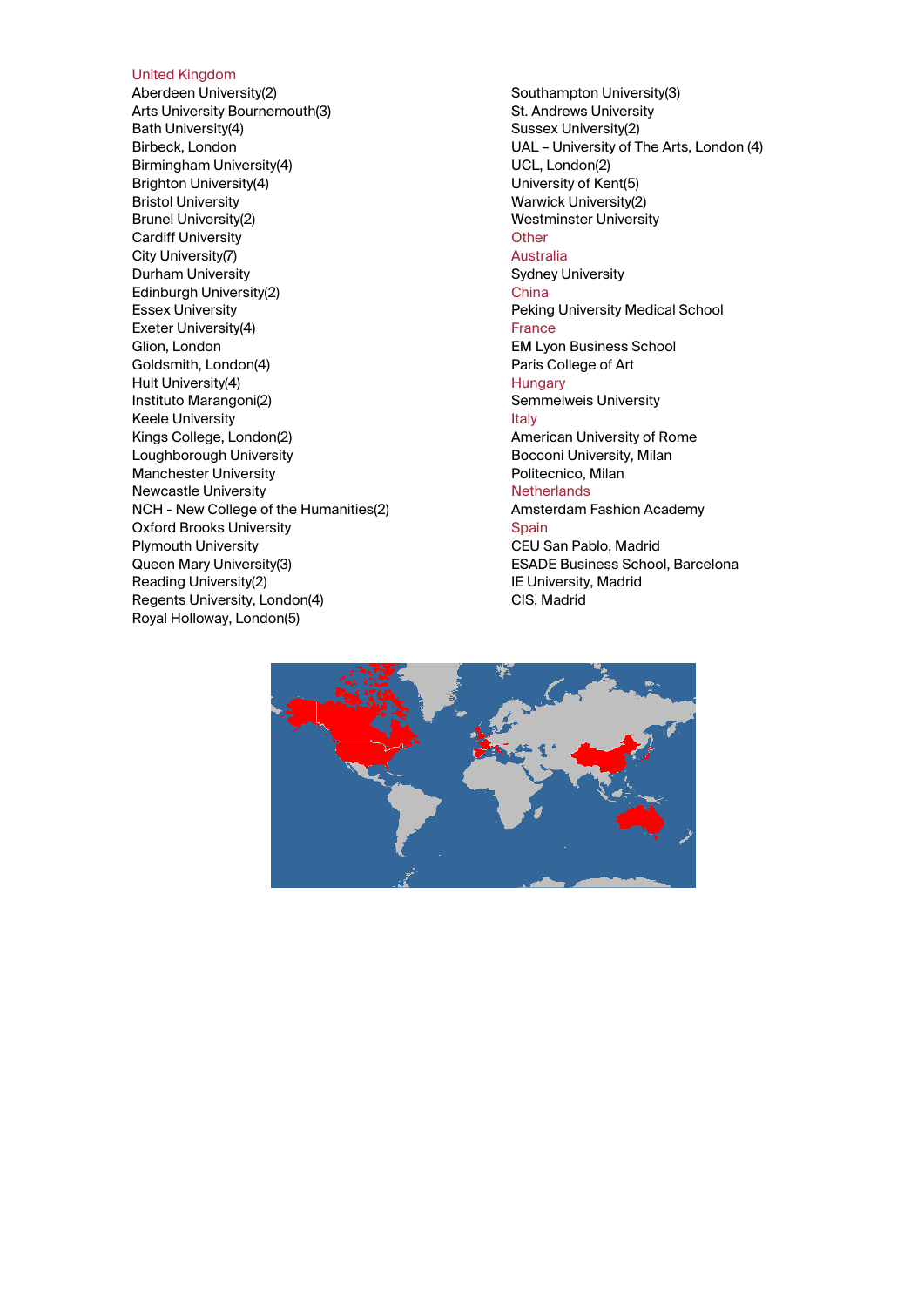## United Kingdom

Aberdeen University(2)
Arts University Bournemouth(3)
Bath University(4)
Birbeck, London
Birmingham University(4)
Brighton University(4)
Bristol University
Brunel University(2)
Cardiff University
City University(7)
Durham University
Edinburgh University(2)
Essex University
Exeter University(4)
Glion, London
Goldsmith, London(4)
Hult University(4)
Instituto Marangoni(2)
Keele University
Kings College, London(2)
Loughborough University
Manchester University
Newcastle University
NCH - New College of the Humanities(2)
Oxford Brooks University
Plymouth University
Queen Mary University(3)
Reading University(2)
Regents University, London(4)
Royal Holloway, London(5)
Southampton University(3)
St. Andrews University
Sussex University(2)
UAL – University of The Arts, London (4)
UCL, London(2)
University of Kent(5)
Warwick University(2)
Westminster University

## Other

### Australia

Sydney University

### China

Peking University Medical School

### France

EM Lyon Business School
Paris College of Art

### Hungary

Semmelweis University

### Italy

American University of Rome
Bocconi University, Milan
Politecnico, Milan

### Netherlands

Amsterdam Fashion Academy

### Spain

CEU San Pablo, Madrid
ESADE Business School, Barcelona
IE University, Madrid
CIS, Madrid